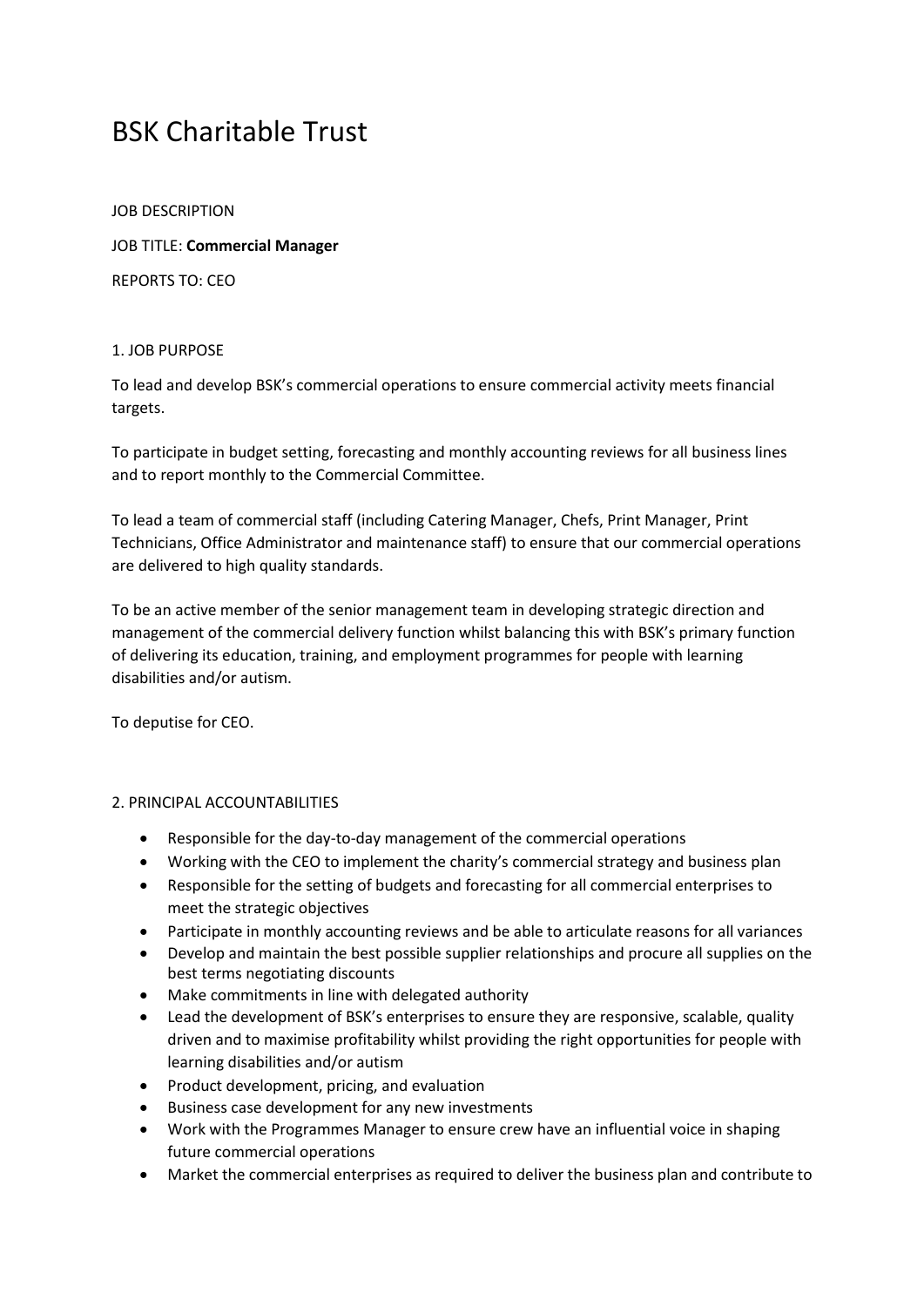# BSK Charitable Trust

JOB DESCRIPTION

JOB TITLE: **Commercial Manager**

REPORTS TO: CEO

## 1. JOB PURPOSE

To lead and develop BSK's commercial operations to ensure commercial activity meets financial targets.

To participate in budget setting, forecasting and monthly accounting reviews for all business lines and to report monthly to the Commercial Committee.

To lead a team of commercial staff (including Catering Manager, Chefs, Print Manager, Print Technicians, Office Administrator and maintenance staff) to ensure that our commercial operations are delivered to high quality standards.

To be an active member of the senior management team in developing strategic direction and management of the commercial delivery function whilst balancing this with BSK's primary function of delivering its education, training, and employment programmes for people with learning disabilities and/or autism.

To deputise for CEO.

## 2. PRINCIPAL ACCOUNTABILITIES

- Responsible for the day-to-day management of the commercial operations
- Working with the CEO to implement the charity's commercial strategy and business plan
- Responsible for the setting of budgets and forecasting for all commercial enterprises to meet the strategic objectives
- Participate in monthly accounting reviews and be able to articulate reasons for all variances
- Develop and maintain the best possible supplier relationships and procure all supplies on the best terms negotiating discounts
- Make commitments in line with delegated authority
- Lead the development of BSK's enterprises to ensure they are responsive, scalable, quality driven and to maximise profitability whilst providing the right opportunities for people with learning disabilities and/or autism
- Product development, pricing, and evaluation
- Business case development for any new investments
- Work with the Programmes Manager to ensure crew have an influential voice in shaping future commercial operations
- Market the commercial enterprises as required to deliver the business plan and contribute to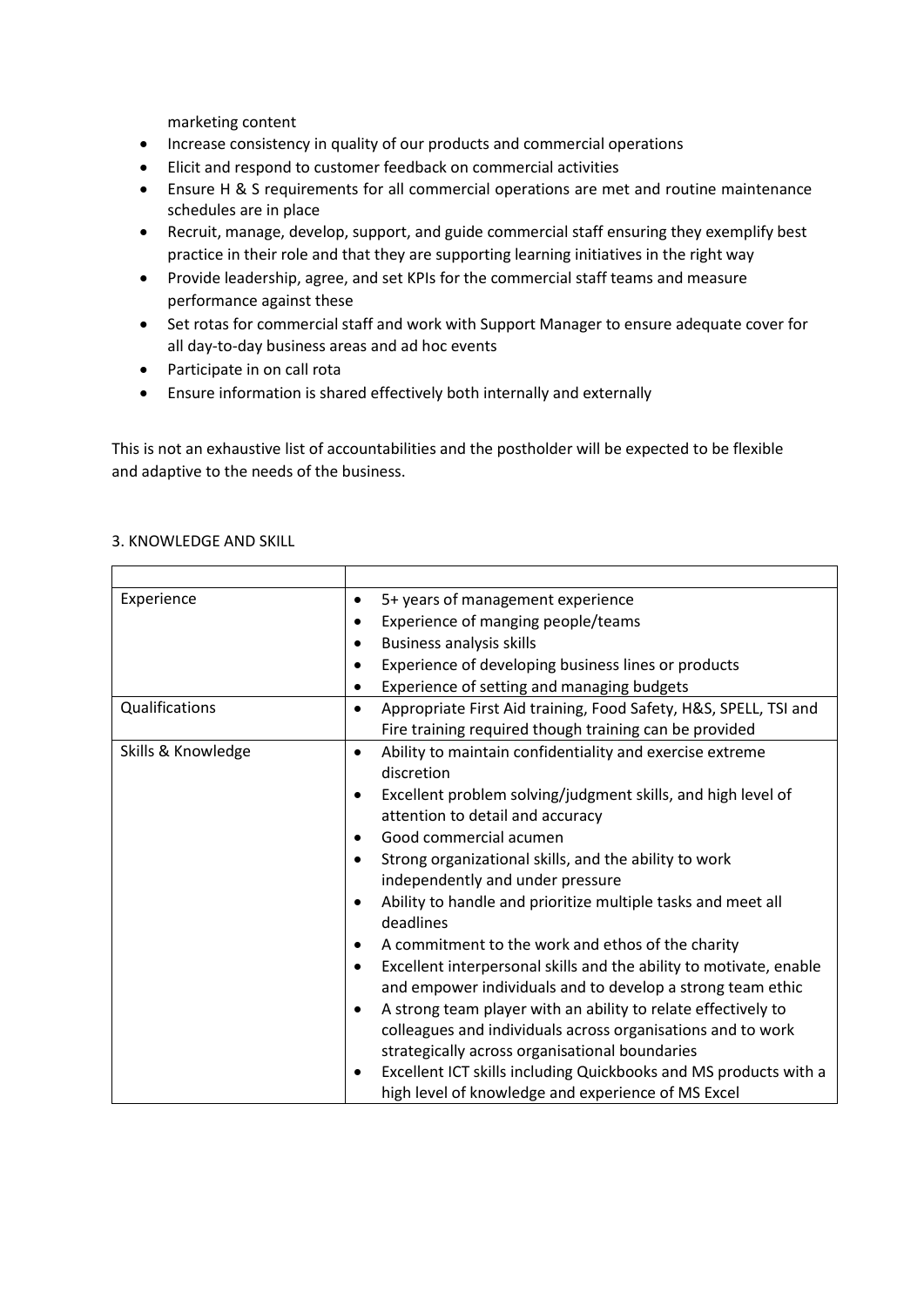marketing content

- Increase consistency in quality of our products and commercial operations
- Elicit and respond to customer feedback on commercial activities
- Ensure H & S requirements for all commercial operations are met and routine maintenance schedules are in place
- Recruit, manage, develop, support, and guide commercial staff ensuring they exemplify best practice in their role and that they are supporting learning initiatives in the right way
- Provide leadership, agree, and set KPIs for the commercial staff teams and measure performance against these
- Set rotas for commercial staff and work with Support Manager to ensure adequate cover for all day-to-day business areas and ad hoc events
- Participate in on call rota
- Ensure information is shared effectively both internally and externally

This is not an exhaustive list of accountabilities and the postholder will be expected to be flexible and adaptive to the needs of the business.

3. KNOWLEDGE AND SKILL

| | |
|---|---|
| Experience | • 5+ years of management experience<br>• Experience of manging people/teams<br>• Business analysis skills<br>• Experience of developing business lines or products<br>• Experience of setting and managing budgets |
| Qualifications | • Appropriate First Aid training, Food Safety, H&S, SPELL, TSI and Fire training required though training can be provided |
| Skills & Knowledge | • Ability to maintain confidentiality and exercise extreme discretion<br>• Excellent problem solving/judgment skills, and high level of attention to detail and accuracy<br>• Good commercial acumen<br>• Strong organizational skills, and the ability to work independently and under pressure<br>• Ability to handle and prioritize multiple tasks and meet all deadlines<br>• A commitment to the work and ethos of the charity<br>• Excellent interpersonal skills and the ability to motivate, enable and empower individuals and to develop a strong team ethic<br>• A strong team player with an ability to relate effectively to colleagues and individuals across organisations and to work strategically across organisational boundaries<br>• Excellent ICT skills including Quickbooks and MS products with a high level of knowledge and experience of MS Excel |